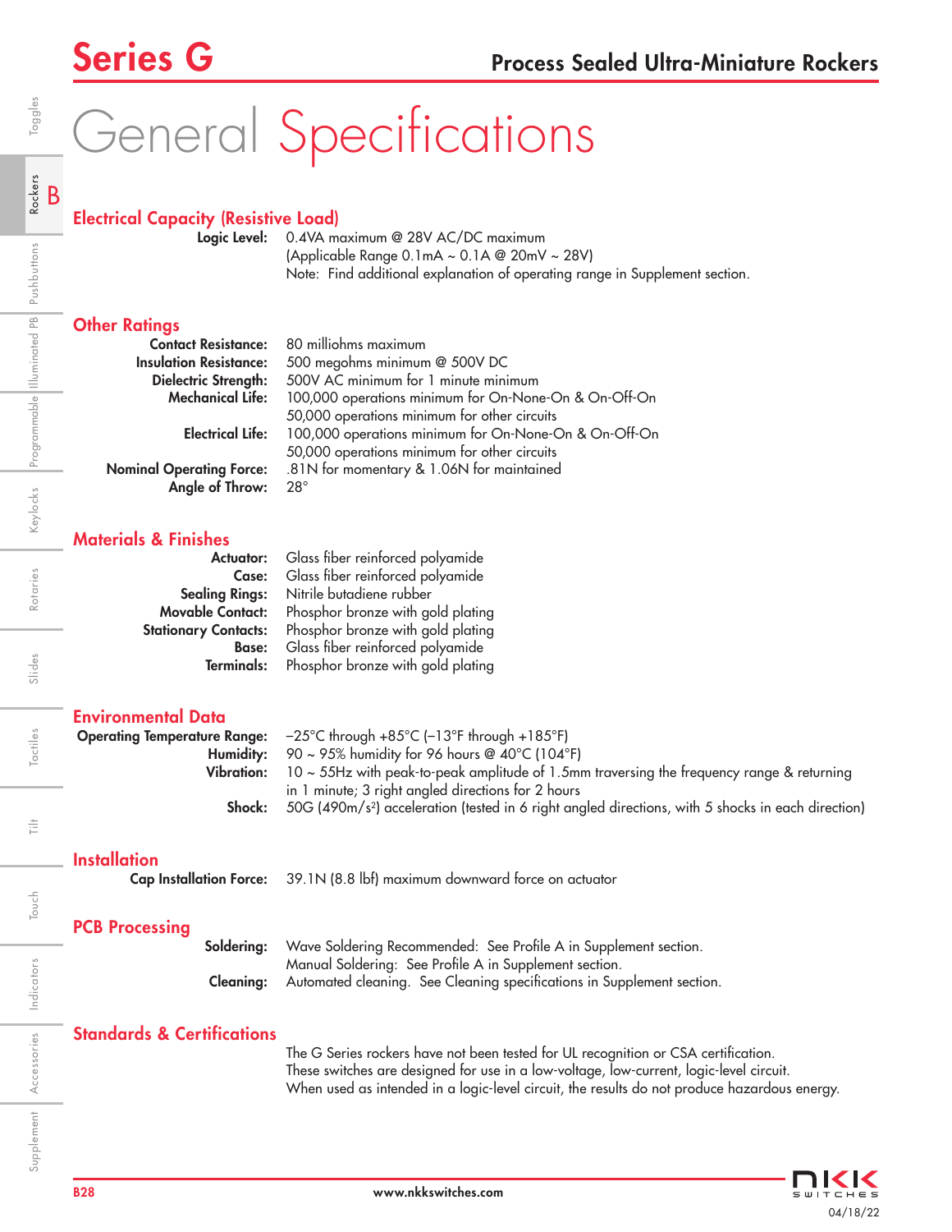# Series G

## Process Sealed Ultra-Miniature Rockers

# General Specifications

### Electrical Capacity (Resistive Load)

**Logic Level:** 0.4VA maximum @ 28V AC/DC maximum
(Applicable Range 0.1mA ~ 0.1A @ 20mV ~ 28V)
Note: Find additional explanation of operating range in Supplement section.

### Other Ratings

**Contact Resistance:** 80 milliohms maximum
**Insulation Resistance:** 500 megohms minimum @ 500V DC
**Dielectric Strength:** 500V AC minimum for 1 minute minimum
**Mechanical Life:** 100,000 operations minimum for On-None-On & On-Off-On
50,000 operations minimum for other circuits
**Electrical Life:** 100,000 operations minimum for On-None-On & On-Off-On
50,000 operations minimum for other circuits
**Nominal Operating Force:** .81N for momentary & 1.06N for maintained
**Angle of Throw:** 28°

### Materials & Finishes

**Actuator:** Glass fiber reinforced polyamide
**Case:** Glass fiber reinforced polyamide
**Sealing Rings:** Nitrile butadiene rubber
**Movable Contact:** Phosphor bronze with gold plating
**Stationary Contacts:** Phosphor bronze with gold plating
**Base:** Glass fiber reinforced polyamide
**Terminals:** Phosphor bronze with gold plating

### Environmental Data

**Operating Temperature Range:** –25°C through +85°C (–13°F through +185°F)
**Humidity:** 90 ~ 95% humidity for 96 hours @ 40°C (104°F)
**Vibration:** 10 ~ 55Hz with peak-to-peak amplitude of 1.5mm traversing the frequency range & returning in 1 minute; 3 right angled directions for 2 hours
**Shock:** 50G (490m/s$^2$) acceleration (tested in 6 right angled directions, with 5 shocks in each direction)

### Installation

**Cap Installation Force:** 39.1N (8.8 lbf) maximum downward force on actuator

### PCB Processing

**Soldering:** Wave Soldering Recommended: See Profile A in Supplement section.
Manual Soldering: See Profile A in Supplement section.
**Cleaning:** Automated cleaning. See Cleaning specifications in Supplement section.

### Standards & Certifications

The G Series rockers have not been tested for UL recognition or CSA certification.
These switches are designed for use in a low-voltage, low-current, logic-level circuit.
When used as intended in a logic-level circuit, the results do not produce hazardous energy.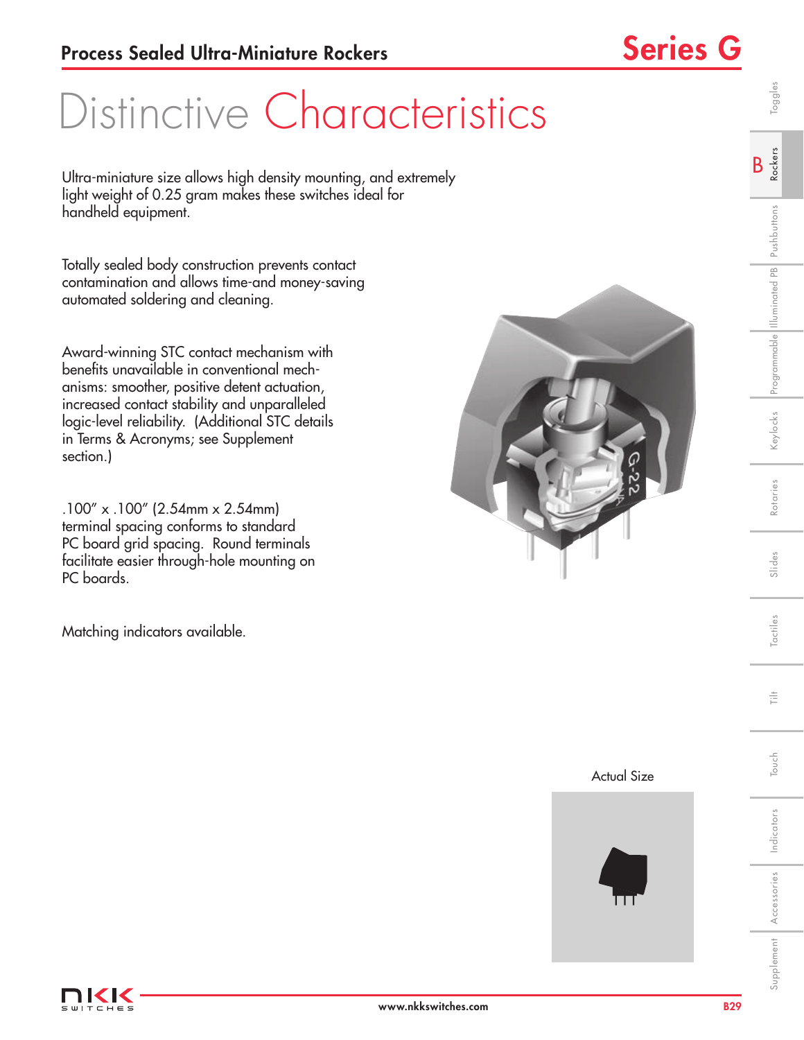# Process Sealed Ultra-Miniature Rockers

## Series G

# Distinctive Characteristics

Ultra-miniature size allows high density mounting, and extremely light weight of 0.25 gram makes these switches ideal for handheld equipment.

Totally sealed body construction prevents contact contamination and allows time-and money-saving automated soldering and cleaning.

Award-winning STC contact mechanism with benefits unavailable in conventional mechanisms: smoother, positive detent actuation, increased contact stability and unparalleled logic-level reliability. (Additional STC details in Terms & Acronyms; see Supplement section.)

.100" x .100" (2.54mm x 2.54mm) terminal spacing conforms to standard PC board grid spacing. Round terminals facilitate easier through-hole mounting on PC boards.

Matching indicators available.

Actual Size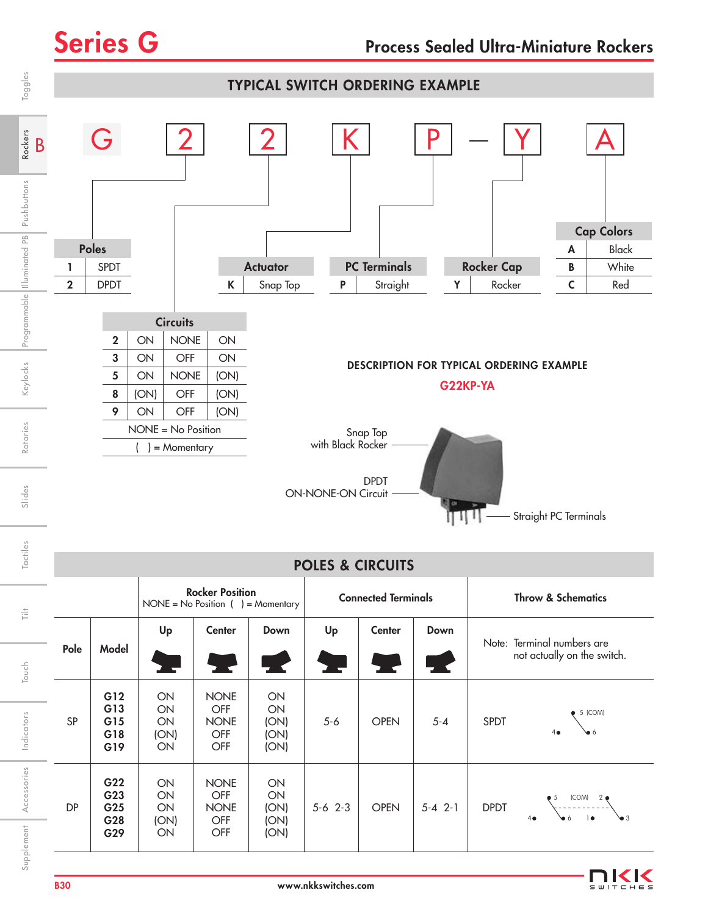# Series G

## Process Sealed Ultra-Miniature Rockers

## TYPICAL SWITCH ORDERING EXAMPLE

G 2 2 K P — Y A

**Poles**

| | |
|---|---|
| 1 | SPDT |
| 2 | DPDT |

**Circuits**

| | | | |
|---|---|---|---|
| 2 | ON | NONE | ON |
| 3 | ON | OFF | ON |
| 5 | ON | NONE | (ON) |
| 8 | (ON) | OFF | (ON) |
| 9 | ON | OFF | (ON) |

NONE = No Position

( ) = Momentary

**Actuator**

| | |
|---|---|
| K | Snap Top |

**PC Terminals**

| | |
|---|---|
| P | Straight |

**Rocker Cap**

| | |
|---|---|
| Y | Rocker |

**Cap Colors**

| | |
|---|---|
| A | Black |
| B | White |
| C | Red |

**DESCRIPTION FOR TYPICAL ORDERING EXAMPLE**

**G22KP-YA**

Snap Top with Black Rocker

DPDT ON-NONE-ON Circuit

Straight PC Terminals

## POLES & CIRCUITS

| Pole | Model | Rocker Position (NONE = No Position ( ) = Momentary) Up | Center | Down | Connected Terminals Up | Center | Down | Throw & Schematics (Note: Terminal numbers are not actually on the switch.) |
|---|---|---|---|---|---|---|---|---|
| SP | G12<br>G13<br>G15<br>G18<br>G19 | ON<br>ON<br>ON<br>(ON)<br>ON | NONE<br>OFF<br>NONE<br>OFF<br>OFF | ON<br>ON<br>(ON)<br>(ON)<br>(ON) | 5-6 | OPEN | 5-4 | SPDT — 5 (COM), 4, 6 |
| DP | G22<br>G23<br>G25<br>G28<br>G29 | ON<br>ON<br>ON<br>(ON)<br>ON | NONE<br>OFF<br>NONE<br>OFF<br>OFF | ON<br>ON<br>(ON)<br>(ON)<br>(ON) | 5-6 2-3 | OPEN | 5-4 2-1 | DPDT — 5, 2 (COM), 4, 6, 1, 3 |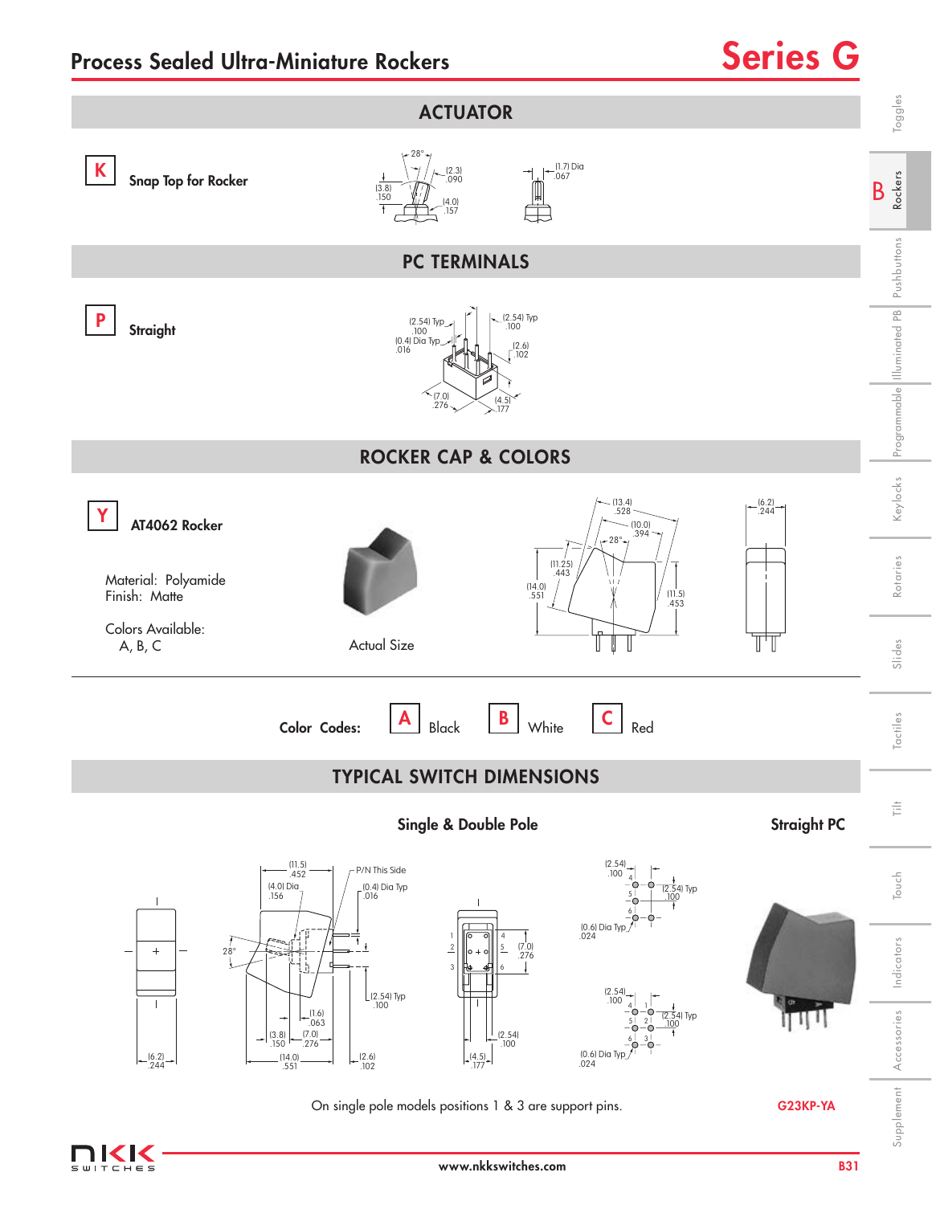# Process Sealed Ultra-Miniature Rockers

# Series G

## ACTUATOR

**K** Snap Top for Rocker

28°
(2.3) .090
(3.8) .150
(4.0) .157
(1.7) Dia .067

## PC TERMINALS

**P** Straight

(2.54) Typ .100
(0.4) Dia Typ .016
(2.54) Typ .100
(2.6) .102
(7.0) .276
(4.5) .177

## ROCKER CAP & COLORS

**Y** AT4062 Rocker

Material: Polyamide
Finish: Matte

Colors Available:
A, B, C

Actual Size

(13.4) .528
(10.0) .394
28°
(11.25) .443
(14.0) .551
(11.5) .453
(6.2) .244

Color Codes: **A** Black **B** White **C** Red

## TYPICAL SWITCH DIMENSIONS

### Single & Double Pole

### Straight PC

(11.5) .452
(4.0) Dia .156
P/N This Side
(0.4) Dia Typ .016
28°
(2.54) Typ .100
(1.6) .063
(3.8) .150
(7.0) .276
(14.0) .551
(2.6) .102
(6.2) .244
(7.0) .276
(2.54) .100
(4.5) .177
(2.54) .100
(2.54) Typ .100
(0.6) Dia Typ .024
(2.54) .100
(2.54) Typ .100
(0.6) Dia Typ .024

On single pole models positions 1 & 3 are support pins.

G23KP-YA